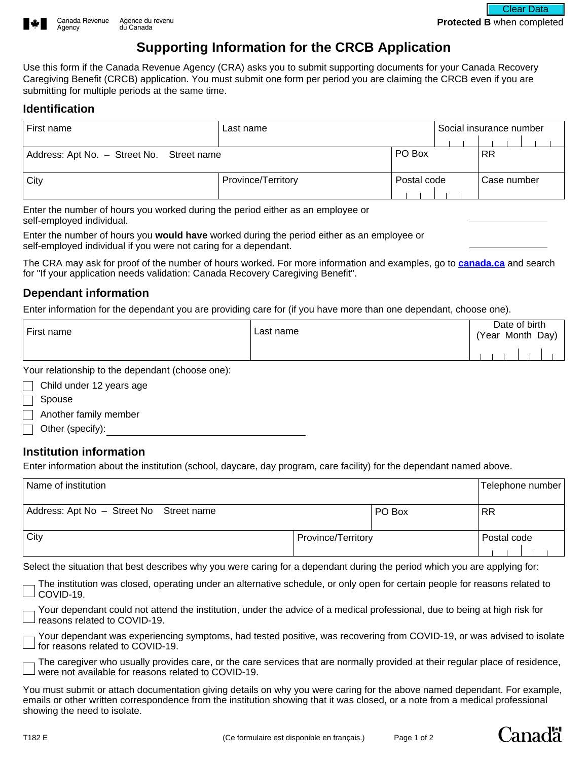Canada Revenue Agency / Agence du revenu du Canada

**Protected B** when completed

# Supporting Information for the CRCB Application

Use this form if the Canada Revenue Agency (CRA) asks you to submit supporting documents for your Canada Recovery Caregiving Benefit (CRCB) application. You must submit one form per period you are claiming the CRCB even if you are submitting for multiple periods at the same time.

## Identification

| First name | Last name | | Social insurance number |
|---|---|---|---|
| Address: Apt No. – Street No. Street name | | PO Box | RR |
| City | Province/Territory | Postal code | Case number |

Enter the number of hours you worked during the period either as an employee or self-employed individual. \_\_\_\_\_\_\_\_\_\_

Enter the number of hours you **would have** worked during the period either as an employee or self-employed individual if you were not caring for a dependant. \_\_\_\_\_\_\_\_\_\_

The CRA may ask for proof of the number of hours worked. For more information and examples, go to **canada.ca** and search for "If your application needs validation: Canada Recovery Caregiving Benefit".

## Dependant information

Enter information for the dependant you are providing care for (if you have more than one dependant, choose one).

| First name | Last name | Date of birth (Year Month Day) |
|---|---|---|
| | | |

Your relationship to the dependant (choose one):

- ☐ Child under 12 years age
- ☐ Spouse
- ☐ Another family member
- ☐ Other (specify): \_\_\_\_\_\_\_\_\_\_\_\_\_\_\_\_\_\_\_\_

## Institution information

Enter information about the institution (school, daycare, day program, care facility) for the dependant named above.

| Name of institution | | | Telephone number |
|---|---|---|---|
| Address: Apt No – Street No Street name | | PO Box | RR |
| City | Province/Territory | | Postal code |

Select the situation that best describes why you were caring for a dependant during the period which you are applying for:

- ☐ The institution was closed, operating under an alternative schedule, or only open for certain people for reasons related to COVID-19.
- ☐ Your dependant could not attend the institution, under the advice of a medical professional, due to being at high risk for reasons related to COVID-19.
- ☐ Your dependant was experiencing symptoms, had tested positive, was recovering from COVID-19, or was advised to isolate for reasons related to COVID-19.
- ☐ The caregiver who usually provides care, or the care services that are normally provided at their regular place of residence, were not available for reasons related to COVID-19.

You must submit or attach documentation giving details on why you were caring for the above named dependant. For example, emails or other written correspondence from the institution showing that it was closed, or a note from a medical professional showing the need to isolate.

T182 E (Ce formulaire est disponible en français.)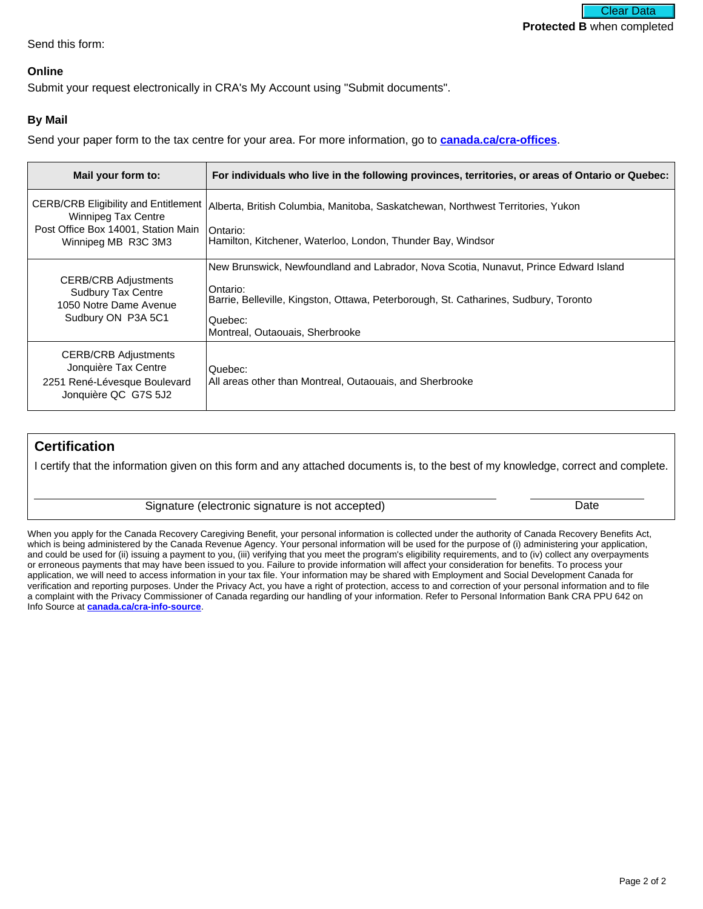Protected B when completed

Send this form:

**Online**

Submit your request electronically in CRA's My Account using "Submit documents".

**By Mail**

Send your paper form to the tax centre for your area. For more information, go to **canada.ca/cra-offices**.

| Mail your form to: | For individuals who live in the following provinces, territories, or areas of Ontario or Quebec: |
|---|---|
| CERB/CRB Eligibility and Entitlement<br>Winnipeg Tax Centre<br>Post Office Box 14001, Station Main<br>Winnipeg MB R3C 3M3 | Alberta, British Columbia, Manitoba, Saskatchewan, Northwest Territories, Yukon<br><br>Ontario:<br>Hamilton, Kitchener, Waterloo, London, Thunder Bay, Windsor |
| CERB/CRB Adjustments<br>Sudbury Tax Centre<br>1050 Notre Dame Avenue<br>Sudbury ON P3A 5C1 | New Brunswick, Newfoundland and Labrador, Nova Scotia, Nunavut, Prince Edward Island<br><br>Ontario:<br>Barrie, Belleville, Kingston, Ottawa, Peterborough, St. Catharines, Sudbury, Toronto<br><br>Quebec:<br>Montreal, Outaouais, Sherbrooke |
| CERB/CRB Adjustments<br>Jonquière Tax Centre<br>2251 René-Lévesque Boulevard<br>Jonquière QC G7S 5J2 | Quebec:<br>All areas other than Montreal, Outaouais, and Sherbrooke |

## Certification

I certify that the information given on this form and any attached documents is, to the best of my knowledge, correct and complete.

Signature (electronic signature is not accepted) ____________________ Date ____________

When you apply for the Canada Recovery Caregiving Benefit, your personal information is collected under the authority of Canada Recovery Benefits Act, which is being administered by the Canada Revenue Agency. Your personal information will be used for the purpose of (i) administering your application, and could be used for (ii) issuing a payment to you, (iii) verifying that you meet the program's eligibility requirements, and to (iv) collect any overpayments or erroneous payments that may have been issued to you. Failure to provide information will affect your consideration for benefits. To process your application, we will need to access information in your tax file. Your information may be shared with Employment and Social Development Canada for verification and reporting purposes. Under the Privacy Act, you have a right of protection, access to and correction of your personal information and to file a complaint with the Privacy Commissioner of Canada regarding our handling of your information. Refer to Personal Information Bank CRA PPU 642 on Info Source at **canada.ca/cra-info-source**.